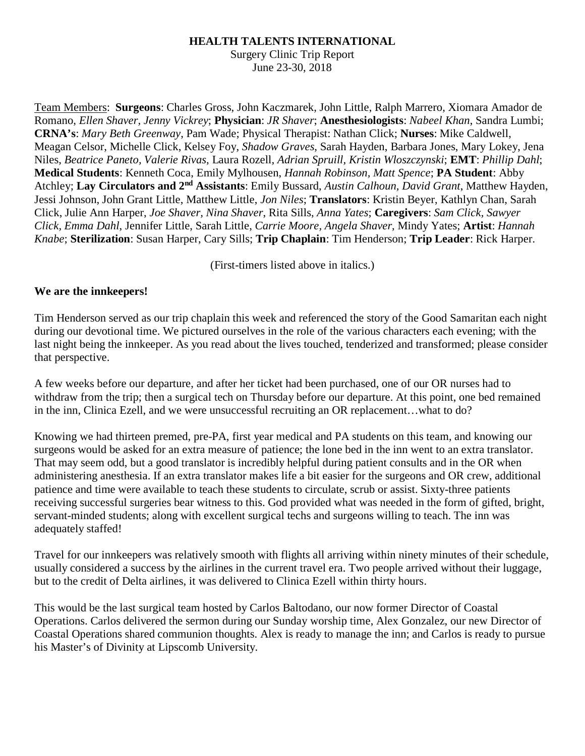**HEALTH TALENTS INTERNATIONAL**

Surgery Clinic Trip Report

June 23-30, 2018

Team Members: **Surgeons**: Charles Gross, John Kaczmarek, John Little, Ralph Marrero, Xiomara Amador de Romano, *Ellen Shaver*, *Jenny Vickrey*; **Physician**: *JR Shaver*; **Anesthesiologists**: *Nabeel Khan*, Sandra Lumbi; **CRNA's**: *Mary Beth Greenway*, Pam Wade; Physical Therapist: Nathan Click; **Nurses**: Mike Caldwell, Meagan Celsor, Michelle Click, Kelsey Foy, *Shadow Graves*, Sarah Hayden, Barbara Jones, Mary Lokey, Jena Niles, *Beatrice Paneto*, *Valerie Rivas*, Laura Rozell, *Adrian Spruill*, *Kristin Wloszczynski*; **EMT**: *Phillip Dahl*; **Medical Students**: Kenneth Coca, Emily Mylhousen, *Hannah Robinson*, *Matt Spence*; **PA Student**: Abby Atchley; **Lay Circulators and 2nd Assistants**: Emily Bussard, *Austin Calhoun*, *David Grant*, Matthew Hayden, Jessi Johnson, John Grant Little, Matthew Little, *Jon Niles*; **Translators**: Kristin Beyer, Kathlyn Chan, Sarah Click, Julie Ann Harper, *Joe Shaver*, *Nina Shaver*, Rita Sills, *Anna Yates*; **Caregivers**: *Sam Click*, *Sawyer Click*, *Emma Dahl*, Jennifer Little, Sarah Little, *Carrie Moore*, *Angela Shaver*, Mindy Yates; **Artist**: *Hannah Knabe*; **Sterilization**: Susan Harper, Cary Sills; **Trip Chaplain**: Tim Henderson; **Trip Leader**: Rick Harper.

(First-timers listed above in italics.)

**We are the innkeepers!**

Tim Henderson served as our trip chaplain this week and referenced the story of the Good Samaritan each night during our devotional time. We pictured ourselves in the role of the various characters each evening; with the last night being the innkeeper. As you read about the lives touched, tenderized and transformed; please consider that perspective.

A few weeks before our departure, and after her ticket had been purchased, one of our OR nurses had to withdraw from the trip; then a surgical tech on Thursday before our departure. At this point, one bed remained in the inn, Clinica Ezell, and we were unsuccessful recruiting an OR replacement…what to do?

Knowing we had thirteen premed, pre-PA, first year medical and PA students on this team, and knowing our surgeons would be asked for an extra measure of patience; the lone bed in the inn went to an extra translator. That may seem odd, but a good translator is incredibly helpful during patient consults and in the OR when administering anesthesia. If an extra translator makes life a bit easier for the surgeons and OR crew, additional patience and time were available to teach these students to circulate, scrub or assist. Sixty-three patients receiving successful surgeries bear witness to this. God provided what was needed in the form of gifted, bright, servant-minded students; along with excellent surgical techs and surgeons willing to teach. The inn was adequately staffed!

Travel for our innkeepers was relatively smooth with flights all arriving within ninety minutes of their schedule, usually considered a success by the airlines in the current travel era. Two people arrived without their luggage, but to the credit of Delta airlines, it was delivered to Clinica Ezell within thirty hours.

This would be the last surgical team hosted by Carlos Baltodano, our now former Director of Coastal Operations. Carlos delivered the sermon during our Sunday worship time, Alex Gonzalez, our new Director of Coastal Operations shared communion thoughts. Alex is ready to manage the inn; and Carlos is ready to pursue his Master's of Divinity at Lipscomb University.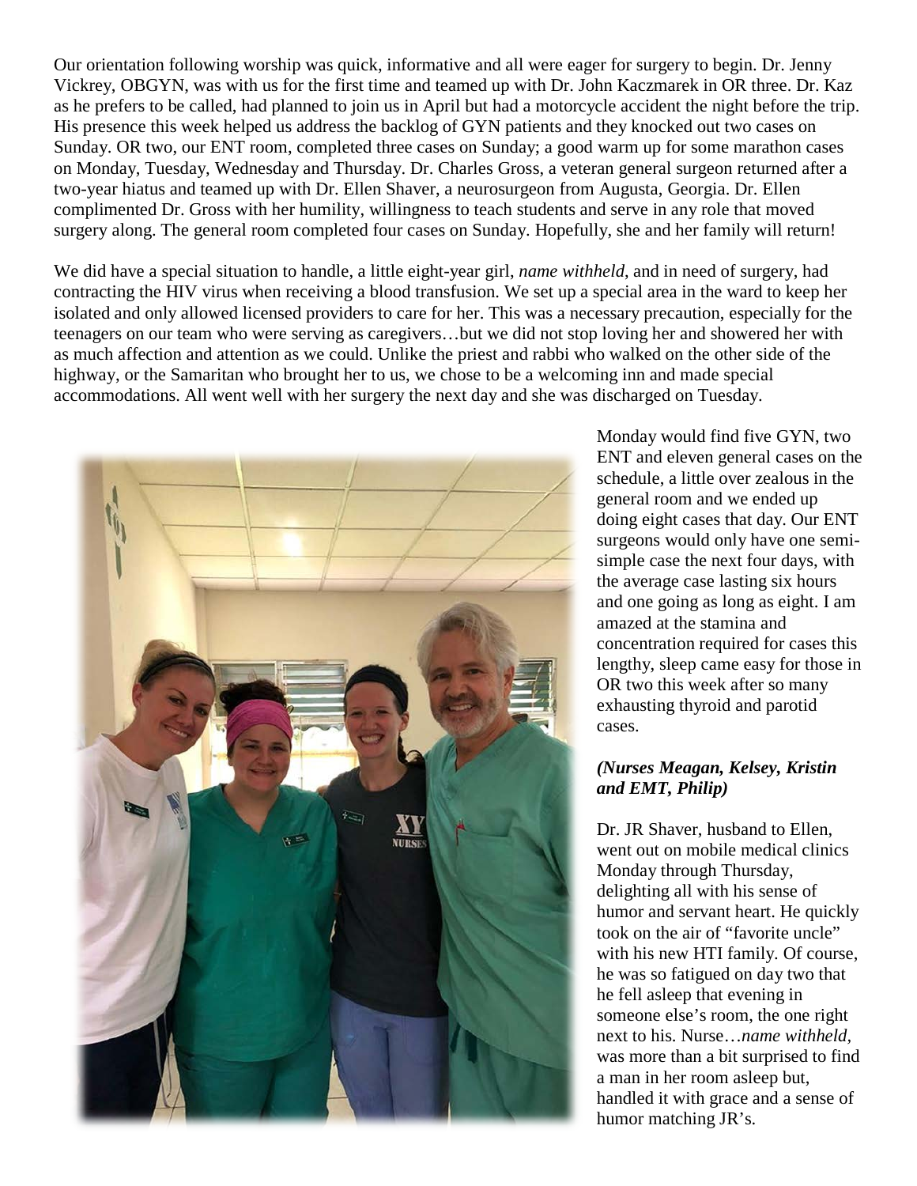Our orientation following worship was quick, informative and all were eager for surgery to begin. Dr. Jenny Vickrey, OBGYN, was with us for the first time and teamed up with Dr. John Kaczmarek in OR three. Dr. Kaz as he prefers to be called, had planned to join us in April but had a motorcycle accident the night before the trip. His presence this week helped us address the backlog of GYN patients and they knocked out two cases on Sunday. OR two, our ENT room, completed three cases on Sunday; a good warm up for some marathon cases on Monday, Tuesday, Wednesday and Thursday. Dr. Charles Gross, a veteran general surgeon returned after a two-year hiatus and teamed up with Dr. Ellen Shaver, a neurosurgeon from Augusta, Georgia. Dr. Ellen complimented Dr. Gross with her humility, willingness to teach students and serve in any role that moved surgery along. The general room completed four cases on Sunday. Hopefully, she and her family will return!

We did have a special situation to handle, a little eight-year girl, *name withheld*, and in need of surgery, had contracting the HIV virus when receiving a blood transfusion. We set up a special area in the ward to keep her isolated and only allowed licensed providers to care for her. This was a necessary precaution, especially for the teenagers on our team who were serving as caregivers…but we did not stop loving her and showered her with as much affection and attention as we could. Unlike the priest and rabbi who walked on the other side of the highway, or the Samaritan who brought her to us, we chose to be a welcoming inn and made special accommodations. All went well with her surgery the next day and she was discharged on Tuesday.

Monday would find five GYN, two ENT and eleven general cases on the schedule, a little over zealous in the general room and we ended up doing eight cases that day. Our ENT surgeons would only have one semi-simple case the next four days, with the average case lasting six hours and one going as long as eight. I am amazed at the stamina and concentration required for cases this lengthy, sleep came easy for those in OR two this week after so many exhausting thyroid and parotid cases.

***(Nurses Meagan, Kelsey, Kristin and EMT, Philip)***

Dr. JR Shaver, husband to Ellen, went out on mobile medical clinics Monday through Thursday, delighting all with his sense of humor and servant heart. He quickly took on the air of "favorite uncle" with his new HTI family. Of course, he was so fatigued on day two that he fell asleep that evening in someone else's room, the one right next to his. Nurse…*name withheld*, was more than a bit surprised to find a man in her room asleep but, handled it with grace and a sense of humor matching JR's.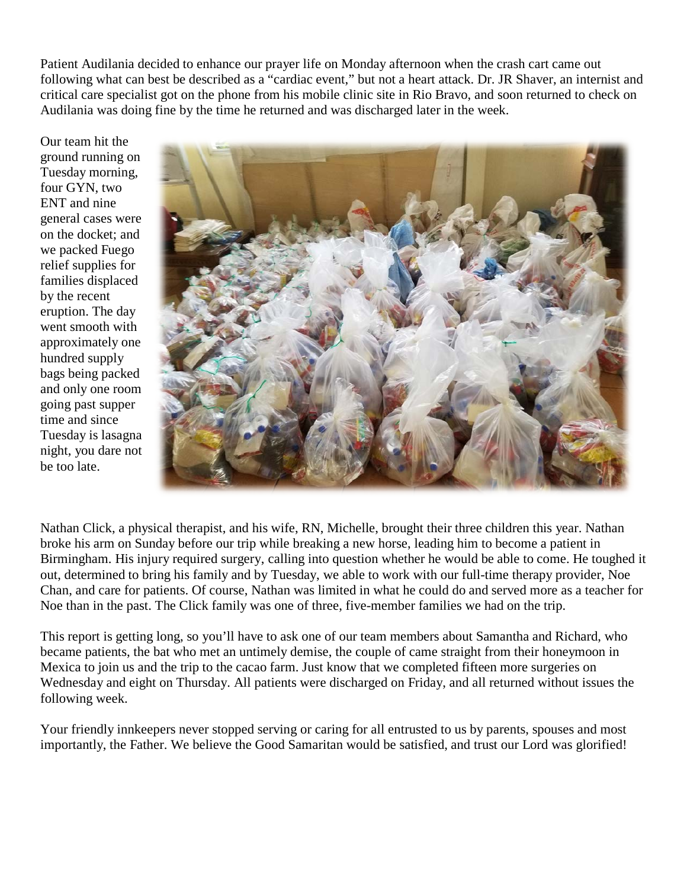Patient Audilania decided to enhance our prayer life on Monday afternoon when the crash cart came out following what can best be described as a "cardiac event," but not a heart attack. Dr. JR Shaver, an internist and critical care specialist got on the phone from his mobile clinic site in Rio Bravo, and soon returned to check on Audilania was doing fine by the time he returned and was discharged later in the week.

Our team hit the ground running on Tuesday morning, four GYN, two ENT and nine general cases were on the docket; and we packed Fuego relief supplies for families displaced by the recent eruption. The day went smooth with approximately one hundred supply bags being packed and only one room going past supper time and since Tuesday is lasagna night, you dare not be too late.

Nathan Click, a physical therapist, and his wife, RN, Michelle, brought their three children this year. Nathan broke his arm on Sunday before our trip while breaking a new horse, leading him to become a patient in Birmingham. His injury required surgery, calling into question whether he would be able to come. He toughed it out, determined to bring his family and by Tuesday, we able to work with our full-time therapy provider, Noe Chan, and care for patients. Of course, Nathan was limited in what he could do and served more as a teacher for Noe than in the past. The Click family was one of three, five-member families we had on the trip.

This report is getting long, so you'll have to ask one of our team members about Samantha and Richard, who became patients, the bat who met an untimely demise, the couple of came straight from their honeymoon in Mexica to join us and the trip to the cacao farm. Just know that we completed fifteen more surgeries on Wednesday and eight on Thursday. All patients were discharged on Friday, and all returned without issues the following week.

Your friendly innkeepers never stopped serving or caring for all entrusted to us by parents, spouses and most importantly, the Father. We believe the Good Samaritan would be satisfied, and trust our Lord was glorified!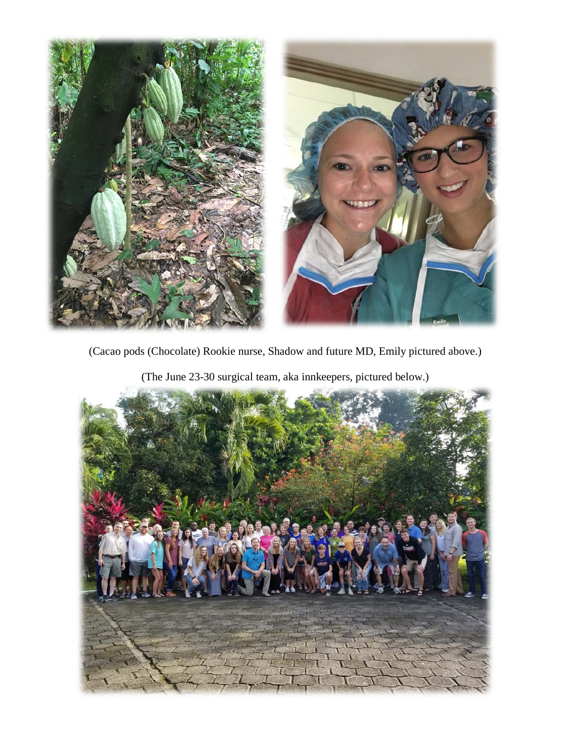(Cacao pods (Chocolate) Rookie nurse, Shadow and future MD, Emily pictured above.)

(The June 23-30 surgical team, aka innkeepers, pictured below.)